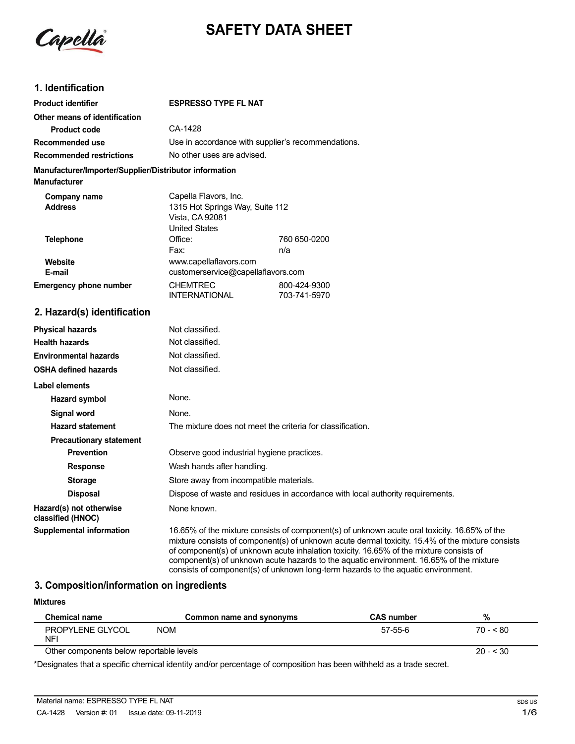# SAFETY DATA SHEET

## 1. Identification

| | |
|---|---|
| **Product identifier** | **ESPRESSO TYPE FL NAT** |
| **Other means of identification** | |
| **Product code** | CA-1428 |
| **Recommended use** | Use in accordance with supplier's recommendations. |
| **Recommended restrictions** | No other uses are advised. |

**Manufacturer/Importer/Supplier/Distributor information**

**Manufacturer**

| | | |
|---|---|---|
| **Company name** | Capella Flavors, Inc. | |
| **Address** | 1315 Hot Springs Way, Suite 112<br>Vista, CA 92081<br>United States | |
| **Telephone** | Office: | 760 650-0200 |
| | Fax: | n/a |
| **Website** | www.capellaflavors.com | |
| **E-mail** | customerservice@capellaflavors.com | |
| **Emergency phone number** | CHEMTREC | 800-424-9300 |
| | INTERNATIONAL | 703-741-5970 |

## 2. Hazard(s) identification

| | |
|---|---|
| **Physical hazards** | Not classified. |
| **Health hazards** | Not classified. |
| **Environmental hazards** | Not classified. |
| **OSHA defined hazards** | Not classified. |

**Label elements**

| | |
|---|---|
| **Hazard symbol** | None. |
| **Signal word** | None. |
| **Hazard statement** | The mixture does not meet the criteria for classification. |
| **Precautionary statement** | |
| **Prevention** | Observe good industrial hygiene practices. |
| **Response** | Wash hands after handling. |
| **Storage** | Store away from incompatible materials. |
| **Disposal** | Dispose of waste and residues in accordance with local authority requirements. |
| **Hazard(s) not otherwise classified (HNOC)** | None known. |
| **Supplemental information** | 16.65% of the mixture consists of component(s) of unknown acute oral toxicity. 16.65% of the mixture consists of component(s) of unknown acute dermal toxicity. 15.4% of the mixture consists of component(s) of unknown acute inhalation toxicity. 16.65% of the mixture consists of component(s) of unknown acute hazards to the aquatic environment. 16.65% of the mixture consists of component(s) of unknown long-term hazards to the aquatic environment. |

## 3. Composition/information on ingredients

**Mixtures**

| Chemical name | Common name and synonyms | CAS number | % |
|---|---|---|---|
| PROPYLENE GLYCOL NFI | NOM | 57-55-6 | 70 - < 80 |
| Other components below reportable levels | | | 20 - < 30 |

*Designates that a specific chemical identity and/or percentage of composition has been withheld as a trade secret.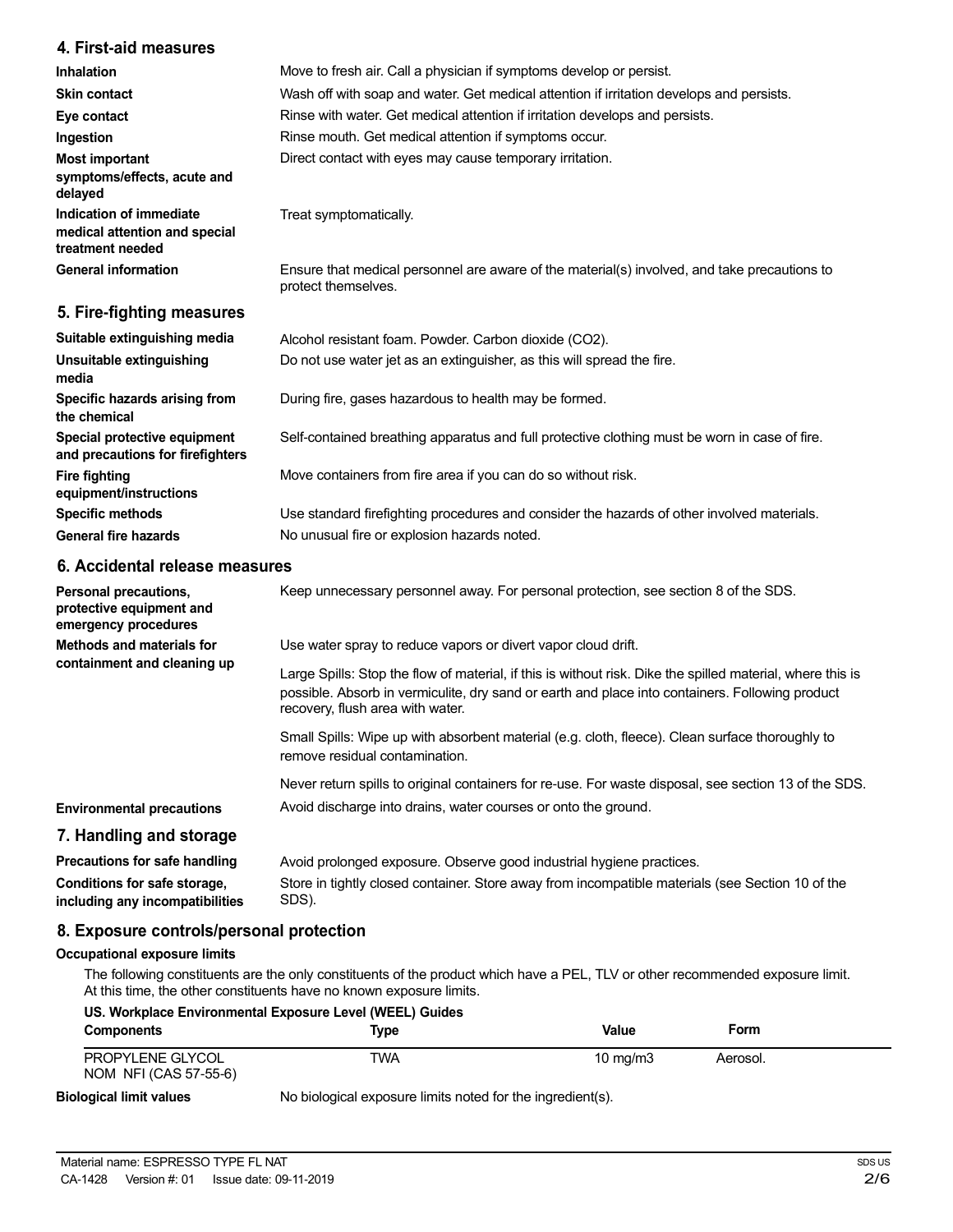## 4. First-aid measures

| | |
|---|---|
| **Inhalation** | Move to fresh air. Call a physician if symptoms develop or persist. |
| **Skin contact** | Wash off with soap and water. Get medical attention if irritation develops and persists. |
| **Eye contact** | Rinse with water. Get medical attention if irritation develops and persists. |
| **Ingestion** | Rinse mouth. Get medical attention if symptoms occur. |
| **Most important symptoms/effects, acute and delayed** | Direct contact with eyes may cause temporary irritation. |
| **Indication of immediate medical attention and special treatment needed** | Treat symptomatically. |
| **General information** | Ensure that medical personnel are aware of the material(s) involved, and take precautions to protect themselves. |

## 5. Fire-fighting measures

| | |
|---|---|
| **Suitable extinguishing media** | Alcohol resistant foam. Powder. Carbon dioxide ($CO_2$). |
| **Unsuitable extinguishing media** | Do not use water jet as an extinguisher, as this will spread the fire. |
| **Specific hazards arising from the chemical** | During fire, gases hazardous to health may be formed. |
| **Special protective equipment and precautions for firefighters** | Self-contained breathing apparatus and full protective clothing must be worn in case of fire. |
| **Fire fighting equipment/instructions** | Move containers from fire area if you can do so without risk. |
| **Specific methods** | Use standard firefighting procedures and consider the hazards of other involved materials. |
| **General fire hazards** | No unusual fire or explosion hazards noted. |

## 6. Accidental release measures

**Personal precautions, protective equipment and emergency procedures**
Keep unnecessary personnel away. For personal protection, see section 8 of the SDS.

**Methods and materials for containment and cleaning up**
Use water spray to reduce vapors or divert vapor cloud drift.

Large Spills: Stop the flow of material, if this is without risk. Dike the spilled material, where this is possible. Absorb in vermiculite, dry sand or earth and place into containers. Following product recovery, flush area with water.

Small Spills: Wipe up with absorbent material (e.g. cloth, fleece). Clean surface thoroughly to remove residual contamination.

Never return spills to original containers for re-use. For waste disposal, see section 13 of the SDS.

**Environmental precautions**
Avoid discharge into drains, water courses or onto the ground.

## 7. Handling and storage

| | |
|---|---|
| **Precautions for safe handling** | Avoid prolonged exposure. Observe good industrial hygiene practices. |
| **Conditions for safe storage, including any incompatibilities** | Store in tightly closed container. Store away from incompatible materials (see Section 10 of the SDS). |

## 8. Exposure controls/personal protection

### Occupational exposure limits

The following constituents are the only constituents of the product which have a PEL, TLV or other recommended exposure limit. At this time, the other constituents have no known exposure limits.

**US. Workplace Environmental Exposure Level (WEEL) Guides**

| Components | Type | Value | Form |
|---|---|---|---|
| PROPYLENE GLYCOL NOM NFI (CAS 57-55-6) | TWA | 10 mg/m3 | Aerosol. |

**Biological limit values**
No biological exposure limits noted for the ingredient(s).

Material name: ESPRESSO TYPE FL NAT
CA-1428 Version #: 01 Issue date: 09-11-2019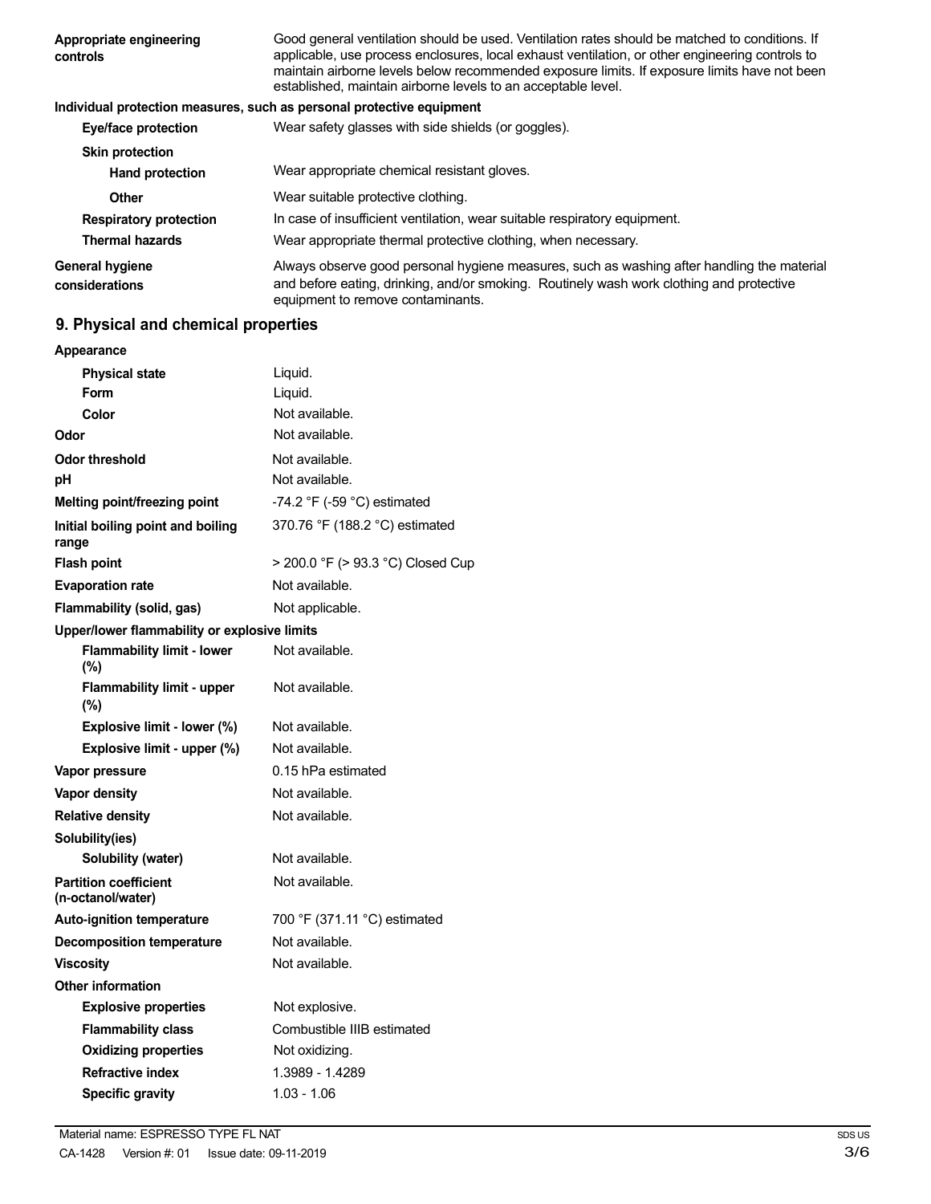| | |
|---|---|
| **Appropriate engineering controls** | Good general ventilation should be used. Ventilation rates should be matched to conditions. If applicable, use process enclosures, local exhaust ventilation, or other engineering controls to maintain airborne levels below recommended exposure limits. If exposure limits have not been established, maintain airborne levels to an acceptable level. |

**Individual protection measures, such as personal protective equipment**

| | |
|---|---|
| **Eye/face protection** | Wear safety glasses with side shields (or goggles). |
| **Skin protection** | |
| **Hand protection** | Wear appropriate chemical resistant gloves. |
| **Other** | Wear suitable protective clothing. |
| **Respiratory protection** | In case of insufficient ventilation, wear suitable respiratory equipment. |
| **Thermal hazards** | Wear appropriate thermal protective clothing, when necessary. |
| **General hygiene considerations** | Always observe good personal hygiene measures, such as washing after handling the material and before eating, drinking, and/or smoking. Routinely wash work clothing and protective equipment to remove contaminants. |

## 9. Physical and chemical properties

| | |
|---|---|
| **Appearance** | |
| **Physical state** | Liquid. |
| **Form** | Liquid. |
| **Color** | Not available. |
| **Odor** | Not available. |
| **Odor threshold** | Not available. |
| **pH** | Not available. |
| **Melting point/freezing point** | -74.2 °F (-59 °C) estimated |
| **Initial boiling point and boiling range** | 370.76 °F (188.2 °C) estimated |
| **Flash point** | > 200.0 °F (> 93.3 °C) Closed Cup |
| **Evaporation rate** | Not available. |
| **Flammability (solid, gas)** | Not applicable. |
| **Upper/lower flammability or explosive limits** | |
| **Flammability limit - lower (%)** | Not available. |
| **Flammability limit - upper (%)** | Not available. |
| **Explosive limit - lower (%)** | Not available. |
| **Explosive limit - upper (%)** | Not available. |
| **Vapor pressure** | 0.15 hPa estimated |
| **Vapor density** | Not available. |
| **Relative density** | Not available. |
| **Solubility(ies)** | |
| **Solubility (water)** | Not available. |
| **Partition coefficient (n-octanol/water)** | Not available. |
| **Auto-ignition temperature** | 700 °F (371.11 °C) estimated |
| **Decomposition temperature** | Not available. |
| **Viscosity** | Not available. |
| **Other information** | |
| **Explosive properties** | Not explosive. |
| **Flammability class** | Combustible IIIB estimated |
| **Oxidizing properties** | Not oxidizing. |
| **Refractive index** | 1.3989 - 1.4289 |
| **Specific gravity** | 1.03 - 1.06 |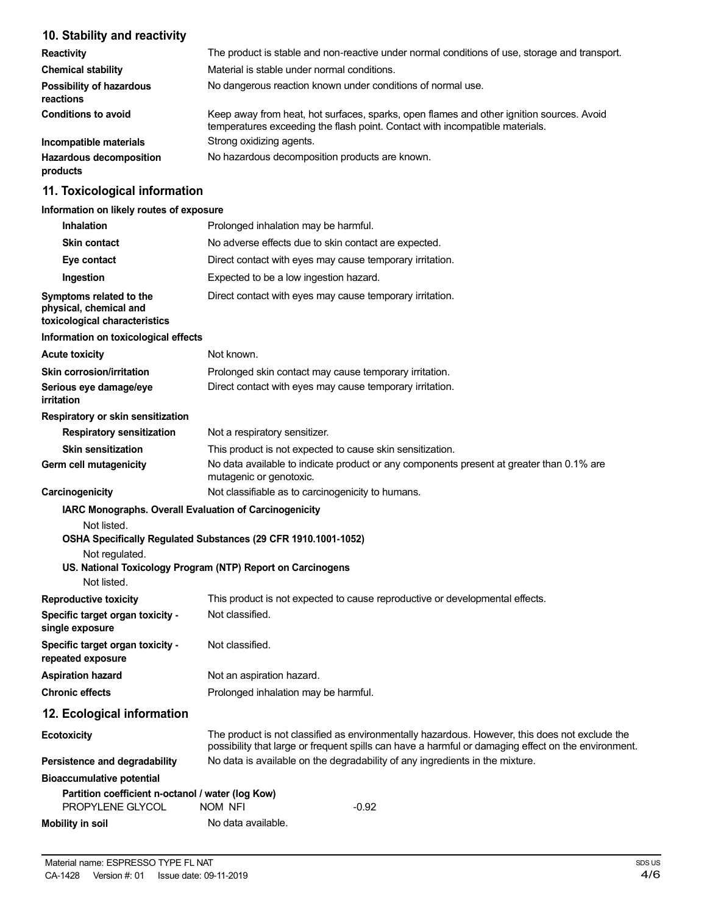## 10. Stability and reactivity

| | |
|---|---|
| **Reactivity** | The product is stable and non-reactive under normal conditions of use, storage and transport. |
| **Chemical stability** | Material is stable under normal conditions. |
| **Possibility of hazardous reactions** | No dangerous reaction known under conditions of normal use. |
| **Conditions to avoid** | Keep away from heat, hot surfaces, sparks, open flames and other ignition sources. Avoid temperatures exceeding the flash point. Contact with incompatible materials. |
| **Incompatible materials** | Strong oxidizing agents. |
| **Hazardous decomposition products** | No hazardous decomposition products are known. |

## 11. Toxicological information

**Information on likely routes of exposure**

| | |
|---|---|
| **Inhalation** | Prolonged inhalation may be harmful. |
| **Skin contact** | No adverse effects due to skin contact are expected. |
| **Eye contact** | Direct contact with eyes may cause temporary irritation. |
| **Ingestion** | Expected to be a low ingestion hazard. |
| **Symptoms related to the physical, chemical and toxicological characteristics** | Direct contact with eyes may cause temporary irritation. |

**Information on toxicological effects**

| | |
|---|---|
| **Acute toxicity** | Not known. |
| **Skin corrosion/irritation** | Prolonged skin contact may cause temporary irritation. |
| **Serious eye damage/eye irritation** | Direct contact with eyes may cause temporary irritation. |

**Respiratory or skin sensitization**

| | |
|---|---|
| **Respiratory sensitization** | Not a respiratory sensitizer. |
| **Skin sensitization** | This product is not expected to cause skin sensitization. |
| **Germ cell mutagenicity** | No data available to indicate product or any components present at greater than 0.1% are mutagenic or genotoxic. |
| **Carcinogenicity** | Not classifiable as to carcinogenicity to humans. |

**IARC Monographs. Overall Evaluation of Carcinogenicity**

Not listed.

**OSHA Specifically Regulated Substances (29 CFR 1910.1001-1052)**

Not regulated.

**US. National Toxicology Program (NTP) Report on Carcinogens**

Not listed.

| | |
|---|---|
| **Reproductive toxicity** | This product is not expected to cause reproductive or developmental effects. |
| **Specific target organ toxicity - single exposure** | Not classified. |
| **Specific target organ toxicity - repeated exposure** | Not classified. |
| **Aspiration hazard** | Not an aspiration hazard. |
| **Chronic effects** | Prolonged inhalation may be harmful. |

## 12. Ecological information

| | |
|---|---|
| **Ecotoxicity** | The product is not classified as environmentally hazardous. However, this does not exclude the possibility that large or frequent spills can have a harmful or damaging effect on the environment. |
| **Persistence and degradability** | No data is available on the degradability of any ingredients in the mixture. |

**Bioaccumulative potential**

**Partition coefficient n-octanol / water (log Kow)**

| | | |
|---|---|---|
| PROPYLENE GLYCOL | NOM NFI | -0.92 |

| | |
|---|---|
| **Mobility in soil** | No data available. |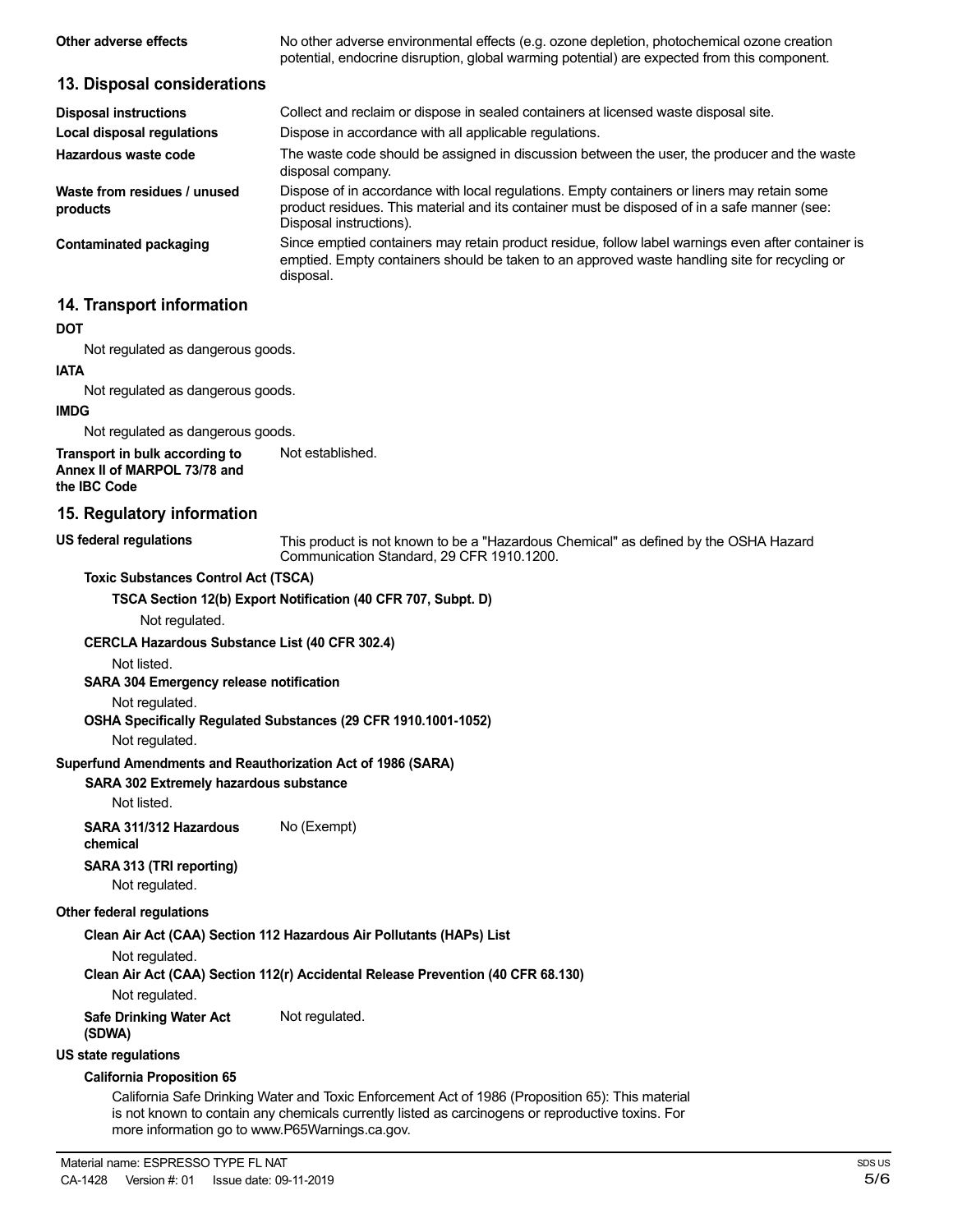**Other adverse effects** No other adverse environmental effects (e.g. ozone depletion, photochemical ozone creation potential, endocrine disruption, global warming potential) are expected from this component.

## 13. Disposal considerations

**Disposal instructions** Collect and reclaim or dispose in sealed containers at licensed waste disposal site.

**Local disposal regulations** Dispose in accordance with all applicable regulations.

**Hazardous waste code** The waste code should be assigned in discussion between the user, the producer and the waste disposal company.

**Waste from residues / unused products** Dispose of in accordance with local regulations. Empty containers or liners may retain some product residues. This material and its container must be disposed of in a safe manner (see: Disposal instructions).

**Contaminated packaging** Since emptied containers may retain product residue, follow label warnings even after container is emptied. Empty containers should be taken to an approved waste handling site for recycling or disposal.

## 14. Transport information

**DOT**

Not regulated as dangerous goods.

**IATA**

Not regulated as dangerous goods.

**IMDG**

Not regulated as dangerous goods.

**Transport in bulk according to Annex II of MARPOL 73/78 and the IBC Code** Not established.

## 15. Regulatory information

**US federal regulations** This product is not known to be a "Hazardous Chemical" as defined by the OSHA Hazard Communication Standard, 29 CFR 1910.1200.

**Toxic Substances Control Act (TSCA)**

**TSCA Section 12(b) Export Notification (40 CFR 707, Subpt. D)**

Not regulated.

**CERCLA Hazardous Substance List (40 CFR 302.4)**

Not listed.

**SARA 304 Emergency release notification**

Not regulated.

**OSHA Specifically Regulated Substances (29 CFR 1910.1001-1052)**

Not regulated.

**Superfund Amendments and Reauthorization Act of 1986 (SARA)**

**SARA 302 Extremely hazardous substance**

Not listed.

**SARA 311/312 Hazardous chemical** No (Exempt)

**SARA 313 (TRI reporting)**

Not regulated.

**Other federal regulations**

**Clean Air Act (CAA) Section 112 Hazardous Air Pollutants (HAPs) List**

Not regulated.

**Clean Air Act (CAA) Section 112(r) Accidental Release Prevention (40 CFR 68.130)**

Not regulated.

**Safe Drinking Water Act (SDWA)** Not regulated.

**US state regulations**

**California Proposition 65**

California Safe Drinking Water and Toxic Enforcement Act of 1986 (Proposition 65): This material is not known to contain any chemicals currently listed as carcinogens or reproductive toxins. For more information go to www.P65Warnings.ca.gov.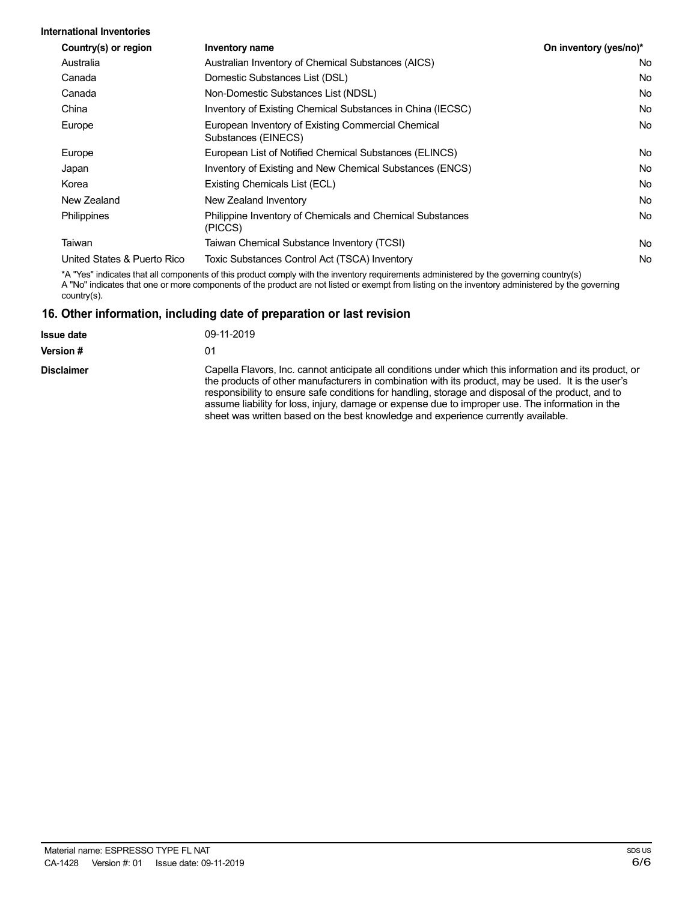**International Inventories**

| Country(s) or region | Inventory name | On inventory (yes/no)* |
|---|---|---|
| Australia | Australian Inventory of Chemical Substances (AICS) | No |
| Canada | Domestic Substances List (DSL) | No |
| Canada | Non-Domestic Substances List (NDSL) | No |
| China | Inventory of Existing Chemical Substances in China (IECSC) | No |
| Europe | European Inventory of Existing Commercial Chemical Substances (EINECS) | No |
| Europe | European List of Notified Chemical Substances (ELINCS) | No |
| Japan | Inventory of Existing and New Chemical Substances (ENCS) | No |
| Korea | Existing Chemicals List (ECL) | No |
| New Zealand | New Zealand Inventory | No |
| Philippines | Philippine Inventory of Chemicals and Chemical Substances (PICCS) | No |
| Taiwan | Taiwan Chemical Substance Inventory (TCSI) | No |
| United States & Puerto Rico | Toxic Substances Control Act (TSCA) Inventory | No |

*A "Yes" indicates that all components of this product comply with the inventory requirements administered by the governing country(s)
A "No" indicates that one or more components of the product are not listed or exempt from listing on the inventory administered by the governing country(s).

## 16. Other information, including date of preparation or last revision

**Issue date** 09-11-2019

**Version #** 01

**Disclaimer** Capella Flavors, Inc. cannot anticipate all conditions under which this information and its product, or the products of other manufacturers in combination with its product, may be used. It is the user's responsibility to ensure safe conditions for handling, storage and disposal of the product, and to assume liability for loss, injury, damage or expense due to improper use. The information in the sheet was written based on the best knowledge and experience currently available.